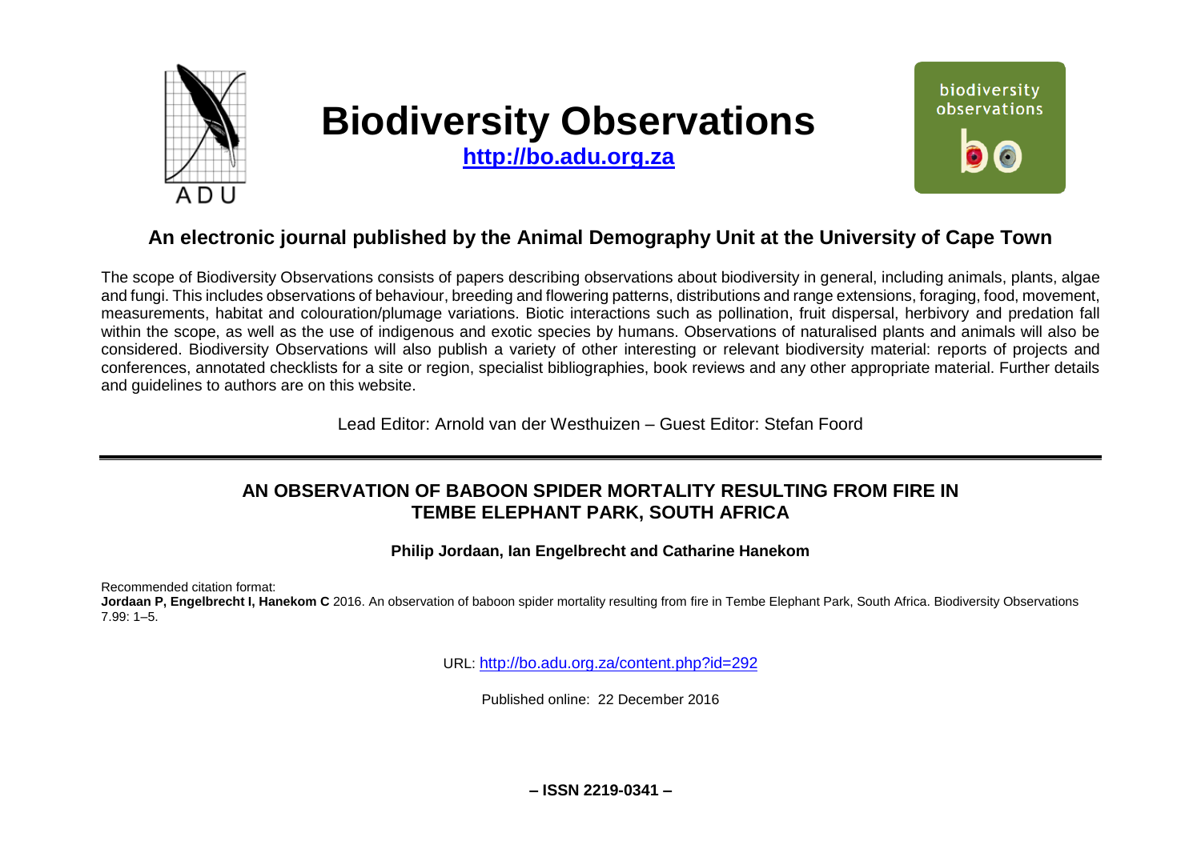# Biodiversity Observations

**http://bo.adu.org.za**

## An electronic journal published by the Animal Demography Unit at the University of Cape Town

The scope of Biodiversity Observations consists of papers describing observations about biodiversity in general, including animals, plants, algae and fungi. This includes observations of behaviour, breeding and flowering patterns, distributions and range extensions, foraging, food, movement, measurements, habitat and colouration/plumage variations. Biotic interactions such as pollination, fruit dispersal, herbivory and predation fall within the scope, as well as the use of indigenous and exotic species by humans. Observations of naturalised plants and animals will also be considered. Biodiversity Observations will also publish a variety of other interesting or relevant biodiversity material: reports of projects and conferences, annotated checklists for a site or region, specialist bibliographies, book reviews and any other appropriate material. Further details and guidelines to authors are on this website.

Lead Editor: Arnold van der Westhuizen – Guest Editor: Stefan Foord

---

# AN OBSERVATION OF BABOON SPIDER MORTALITY RESULTING FROM FIRE IN TEMBE ELEPHANT PARK, SOUTH AFRICA

**Philip Jordaan, Ian Engelbrecht and Catharine Hanekom**

Recommended citation format:
**Jordaan P, Engelbrecht I, Hanekom C** 2016. An observation of baboon spider mortality resulting from fire in Tembe Elephant Park, South Africa. Biodiversity Observations 7.99: 1–5.

URL: http://bo.adu.org.za/content.php?id=292

Published online: 22 December 2016

**– ISSN 2219-0341 –**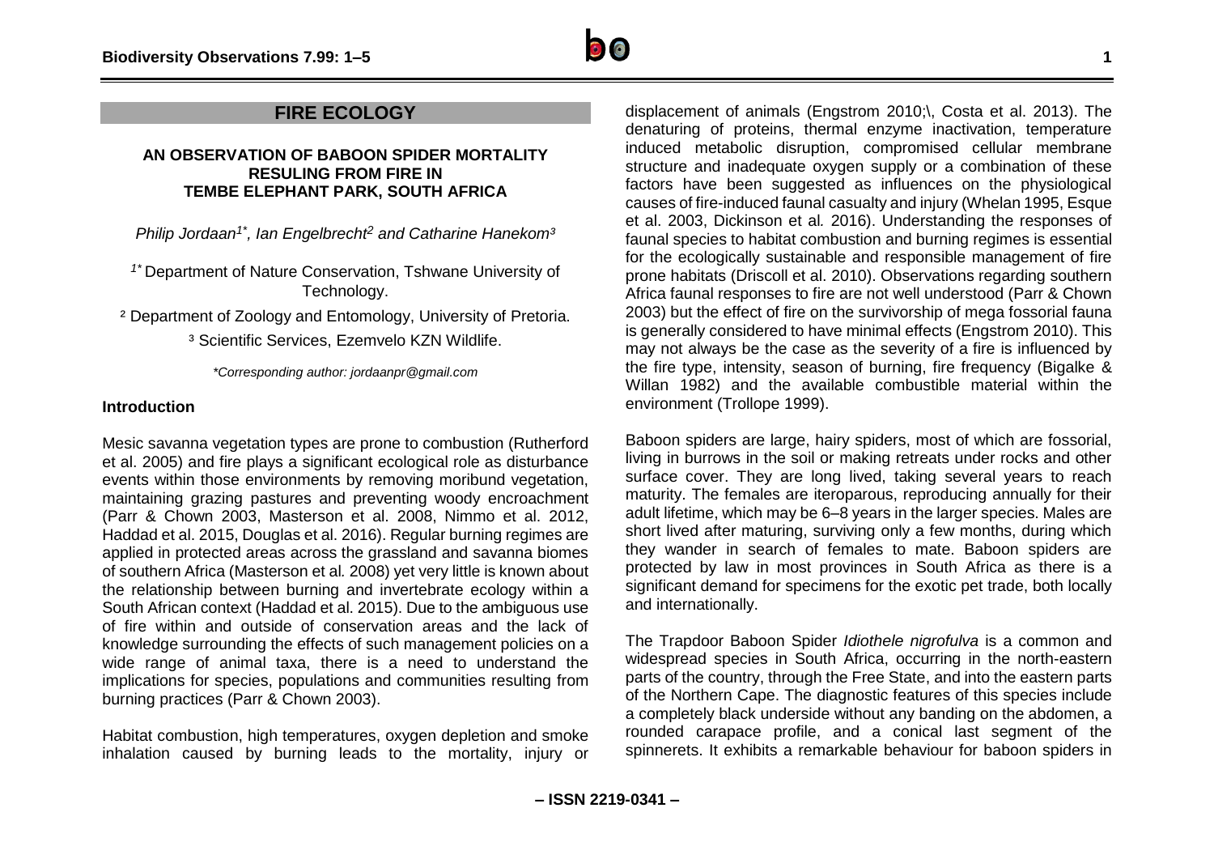## FIRE ECOLOGY

### AN OBSERVATION OF BABOON SPIDER MORTALITY RESULING FROM FIRE IN TEMBE ELEPHANT PARK, SOUTH AFRICA

*Philip Jordaan[1*], Ian Engelbrecht[2] and Catharine Hanekom[3]*

[1*] Department of Nature Conservation, Tshwane University of Technology.

[2] Department of Zoology and Entomology, University of Pretoria.

[3] Scientific Services, Ezemvelo KZN Wildlife.

*\*Corresponding author: jordaanpr@gmail.com*

**Introduction**

Mesic savanna vegetation types are prone to combustion (Rutherford et al. 2005) and fire plays a significant ecological role as disturbance events within those environments by removing moribund vegetation, maintaining grazing pastures and preventing woody encroachment (Parr & Chown 2003, Masterson et al. 2008, Nimmo et al. 2012, Haddad et al. 2015, Douglas et al. 2016). Regular burning regimes are applied in protected areas across the grassland and savanna biomes of southern Africa (Masterson et al*.* 2008) yet very little is known about the relationship between burning and invertebrate ecology within a South African context (Haddad et al. 2015). Due to the ambiguous use of fire within and outside of conservation areas and the lack of knowledge surrounding the effects of such management policies on a wide range of animal taxa, there is a need to understand the implications for species, populations and communities resulting from burning practices (Parr & Chown 2003).

Habitat combustion, high temperatures, oxygen depletion and smoke inhalation caused by burning leads to the mortality, injury or displacement of animals (Engstrom 2010;\, Costa et al. 2013). The denaturing of proteins, thermal enzyme inactivation, temperature induced metabolic disruption, compromised cellular membrane structure and inadequate oxygen supply or a combination of these factors have been suggested as influences on the physiological causes of fire-induced faunal casualty and injury (Whelan 1995, Esque et al. 2003, Dickinson et al*.* 2016). Understanding the responses of faunal species to habitat combustion and burning regimes is essential for the ecologically sustainable and responsible management of fire prone habitats (Driscoll et al. 2010). Observations regarding southern Africa faunal responses to fire are not well understood (Parr & Chown 2003) but the effect of fire on the survivorship of mega fossorial fauna is generally considered to have minimal effects (Engstrom 2010). This may not always be the case as the severity of a fire is influenced by the fire type, intensity, season of burning, fire frequency (Bigalke & Willan 1982) and the available combustible material within the environment (Trollope 1999).

Baboon spiders are large, hairy spiders, most of which are fossorial, living in burrows in the soil or making retreats under rocks and other surface cover. They are long lived, taking several years to reach maturity. The females are iteroparous, reproducing annually for their adult lifetime, which may be 6–8 years in the larger species. Males are short lived after maturing, surviving only a few months, during which they wander in search of females to mate. Baboon spiders are protected by law in most provinces in South Africa as there is a significant demand for specimens for the exotic pet trade, both locally and internationally.

The Trapdoor Baboon Spider *Idiothele nigrofulva* is a common and widespread species in South Africa, occurring in the north-eastern parts of the country, through the Free State, and into the eastern parts of the Northern Cape. The diagnostic features of this species include a completely black underside without any banding on the abdomen, a rounded carapace profile, and a conical last segment of the spinnerets. It exhibits a remarkable behaviour for baboon spiders in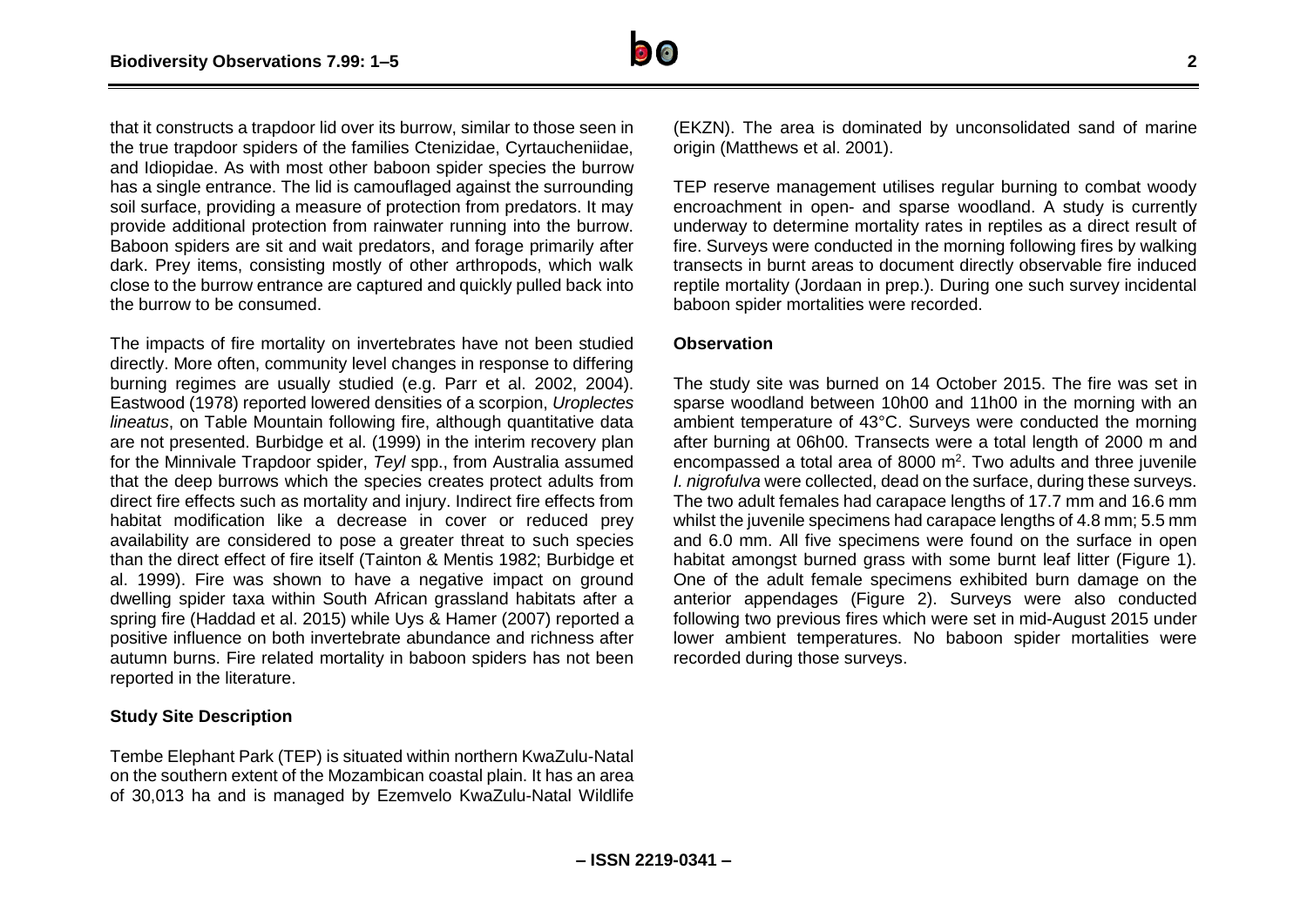that it constructs a trapdoor lid over its burrow, similar to those seen in the true trapdoor spiders of the families Ctenizidae, Cyrtaucheniidae, and Idiopidae. As with most other baboon spider species the burrow has a single entrance. The lid is camouflaged against the surrounding soil surface, providing a measure of protection from predators. It may provide additional protection from rainwater running into the burrow. Baboon spiders are sit and wait predators, and forage primarily after dark. Prey items, consisting mostly of other arthropods, which walk close to the burrow entrance are captured and quickly pulled back into the burrow to be consumed.

The impacts of fire mortality on invertebrates have not been studied directly. More often, community level changes in response to differing burning regimes are usually studied (e.g. Parr et al. 2002, 2004). Eastwood (1978) reported lowered densities of a scorpion, *Uroplectes lineatus*, on Table Mountain following fire, although quantitative data are not presented. Burbidge et al. (1999) in the interim recovery plan for the Minnivale Trapdoor spider, *Teyl* spp., from Australia assumed that the deep burrows which the species creates protect adults from direct fire effects such as mortality and injury. Indirect fire effects from habitat modification like a decrease in cover or reduced prey availability are considered to pose a greater threat to such species than the direct effect of fire itself (Tainton & Mentis 1982; Burbidge et al. 1999). Fire was shown to have a negative impact on ground dwelling spider taxa within South African grassland habitats after a spring fire (Haddad et al. 2015) while Uys & Hamer (2007) reported a positive influence on both invertebrate abundance and richness after autumn burns. Fire related mortality in baboon spiders has not been reported in the literature.

## Study Site Description

Tembe Elephant Park (TEP) is situated within northern KwaZulu-Natal on the southern extent of the Mozambican coastal plain. It has an area of 30,013 ha and is managed by Ezemvelo KwaZulu-Natal Wildlife (EKZN). The area is dominated by unconsolidated sand of marine origin (Matthews et al. 2001).

TEP reserve management utilises regular burning to combat woody encroachment in open- and sparse woodland. A study is currently underway to determine mortality rates in reptiles as a direct result of fire. Surveys were conducted in the morning following fires by walking transects in burnt areas to document directly observable fire induced reptile mortality (Jordaan in prep.). During one such survey incidental baboon spider mortalities were recorded.

## Observation

The study site was burned on 14 October 2015. The fire was set in sparse woodland between 10h00 and 11h00 in the morning with an ambient temperature of 43°C. Surveys were conducted the morning after burning at 06h00. Transects were a total length of 2000 m and encompassed a total area of 8000 m$^2$. Two adults and three juvenile *I. nigrofulva* were collected, dead on the surface, during these surveys. The two adult females had carapace lengths of 17.7 mm and 16.6 mm whilst the juvenile specimens had carapace lengths of 4.8 mm; 5.5 mm and 6.0 mm. All five specimens were found on the surface in open habitat amongst burned grass with some burnt leaf litter (Figure 1). One of the adult female specimens exhibited burn damage on the anterior appendages (Figure 2). Surveys were also conducted following two previous fires which were set in mid-August 2015 under lower ambient temperatures. No baboon spider mortalities were recorded during those surveys.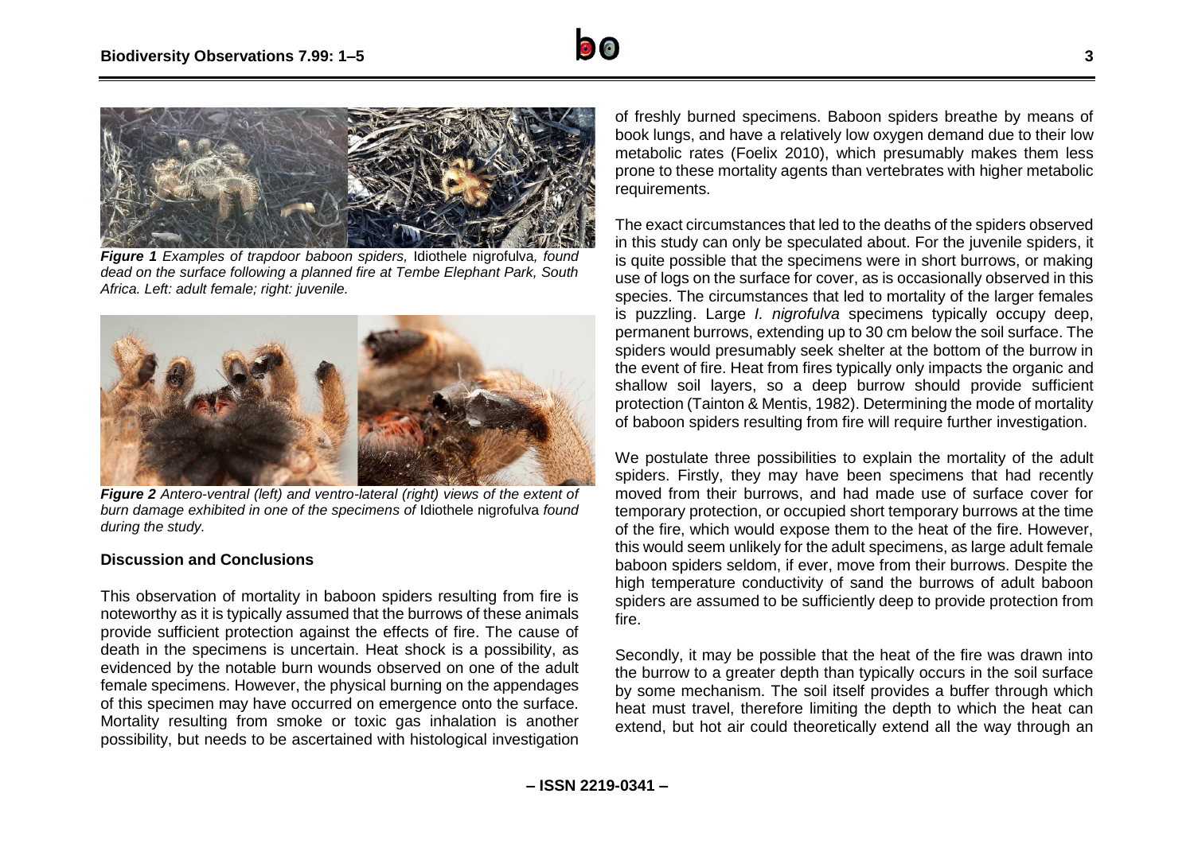*Figure 1 Examples of trapdoor baboon spiders,* Idiothele nigrofulva*, found dead on the surface following a planned fire at Tembe Elephant Park, South Africa. Left: adult female; right: juvenile.*

*Figure 2 Antero-ventral (left) and ventro-lateral (right) views of the extent of burn damage exhibited in one of the specimens of* Idiothele nigrofulva *found during the study.*

### Discussion and Conclusions

This observation of mortality in baboon spiders resulting from fire is noteworthy as it is typically assumed that the burrows of these animals provide sufficient protection against the effects of fire. The cause of death in the specimens is uncertain. Heat shock is a possibility, as evidenced by the notable burn wounds observed on one of the adult female specimens. However, the physical burning on the appendages of this specimen may have occurred on emergence onto the surface. Mortality resulting from smoke or toxic gas inhalation is another possibility, but needs to be ascertained with histological investigation of freshly burned specimens. Baboon spiders breathe by means of book lungs, and have a relatively low oxygen demand due to their low metabolic rates (Foelix 2010), which presumably makes them less prone to these mortality agents than vertebrates with higher metabolic requirements.

The exact circumstances that led to the deaths of the spiders observed in this study can only be speculated about. For the juvenile spiders, it is quite possible that the specimens were in short burrows, or making use of logs on the surface for cover, as is occasionally observed in this species. The circumstances that led to mortality of the larger females is puzzling. Large *I. nigrofulva* specimens typically occupy deep, permanent burrows, extending up to 30 cm below the soil surface. The spiders would presumably seek shelter at the bottom of the burrow in the event of fire. Heat from fires typically only impacts the organic and shallow soil layers, so a deep burrow should provide sufficient protection (Tainton & Mentis, 1982). Determining the mode of mortality of baboon spiders resulting from fire will require further investigation.

We postulate three possibilities to explain the mortality of the adult spiders. Firstly, they may have been specimens that had recently moved from their burrows, and had made use of surface cover for temporary protection, or occupied short temporary burrows at the time of the fire, which would expose them to the heat of the fire. However, this would seem unlikely for the adult specimens, as large adult female baboon spiders seldom, if ever, move from their burrows. Despite the high temperature conductivity of sand the burrows of adult baboon spiders are assumed to be sufficiently deep to provide protection from fire.

Secondly, it may be possible that the heat of the fire was drawn into the burrow to a greater depth than typically occurs in the soil surface by some mechanism. The soil itself provides a buffer through which heat must travel, therefore limiting the depth to which the heat can extend, but hot air could theoretically extend all the way through an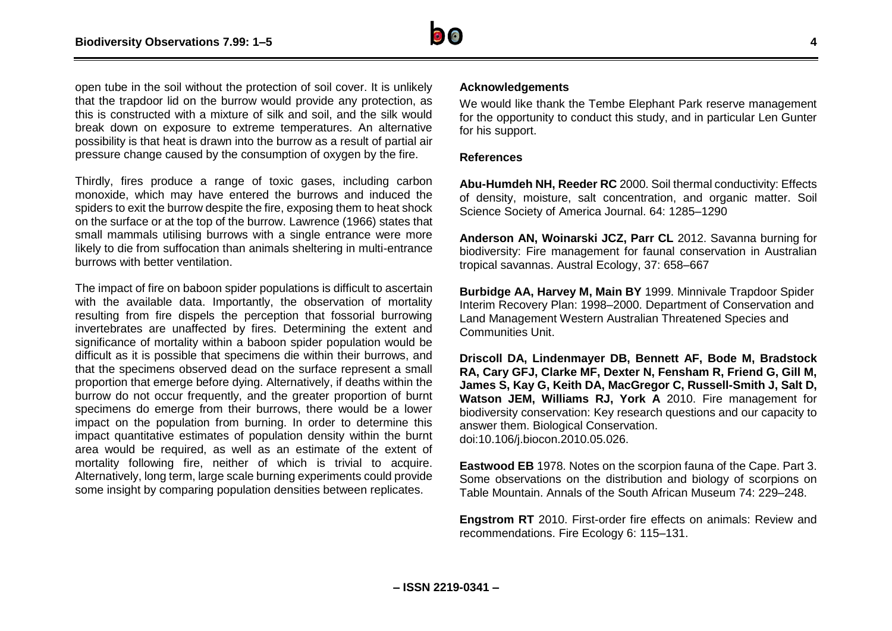open tube in the soil without the protection of soil cover. It is unlikely that the trapdoor lid on the burrow would provide any protection, as this is constructed with a mixture of silk and soil, and the silk would break down on exposure to extreme temperatures. An alternative possibility is that heat is drawn into the burrow as a result of partial air pressure change caused by the consumption of oxygen by the fire.

Thirdly, fires produce a range of toxic gases, including carbon monoxide, which may have entered the burrows and induced the spiders to exit the burrow despite the fire, exposing them to heat shock on the surface or at the top of the burrow. Lawrence (1966) states that small mammals utilising burrows with a single entrance were more likely to die from suffocation than animals sheltering in multi-entrance burrows with better ventilation.

The impact of fire on baboon spider populations is difficult to ascertain with the available data. Importantly, the observation of mortality resulting from fire dispels the perception that fossorial burrowing invertebrates are unaffected by fires. Determining the extent and significance of mortality within a baboon spider population would be difficult as it is possible that specimens die within their burrows, and that the specimens observed dead on the surface represent a small proportion that emerge before dying. Alternatively, if deaths within the burrow do not occur frequently, and the greater proportion of burnt specimens do emerge from their burrows, there would be a lower impact on the population from burning. In order to determine this impact quantitative estimates of population density within the burnt area would be required, as well as an estimate of the extent of mortality following fire, neither of which is trivial to acquire. Alternatively, long term, large scale burning experiments could provide some insight by comparing population densities between replicates.

#### Acknowledgements

We would like thank the Tembe Elephant Park reserve management for the opportunity to conduct this study, and in particular Len Gunter for his support.

#### References

**Abu-Humdeh NH, Reeder RC** 2000. Soil thermal conductivity: Effects of density, moisture, salt concentration, and organic matter. Soil Science Society of America Journal. 64: 1285–1290

**Anderson AN, Woinarski JCZ, Parr CL** 2012. Savanna burning for biodiversity: Fire management for faunal conservation in Australian tropical savannas. Austral Ecology, 37: 658–667

**Burbidge AA, Harvey M, Main BY** 1999. Minnivale Trapdoor Spider Interim Recovery Plan: 1998–2000. Department of Conservation and Land Management Western Australian Threatened Species and Communities Unit.

**Driscoll DA, Lindenmayer DB, Bennett AF, Bode M, Bradstock RA, Cary GFJ, Clarke MF, Dexter N, Fensham R, Friend G, Gill M, James S, Kay G, Keith DA, MacGregor C, Russell-Smith J, Salt D, Watson JEM, Williams RJ, York A** 2010. Fire management for biodiversity conservation: Key research questions and our capacity to answer them. Biological Conservation. doi:10.106/j.biocon.2010.05.026.

**Eastwood EB** 1978. Notes on the scorpion fauna of the Cape. Part 3. Some observations on the distribution and biology of scorpions on Table Mountain. Annals of the South African Museum 74: 229–248.

**Engstrom RT** 2010. First-order fire effects on animals: Review and recommendations. Fire Ecology 6: 115–131.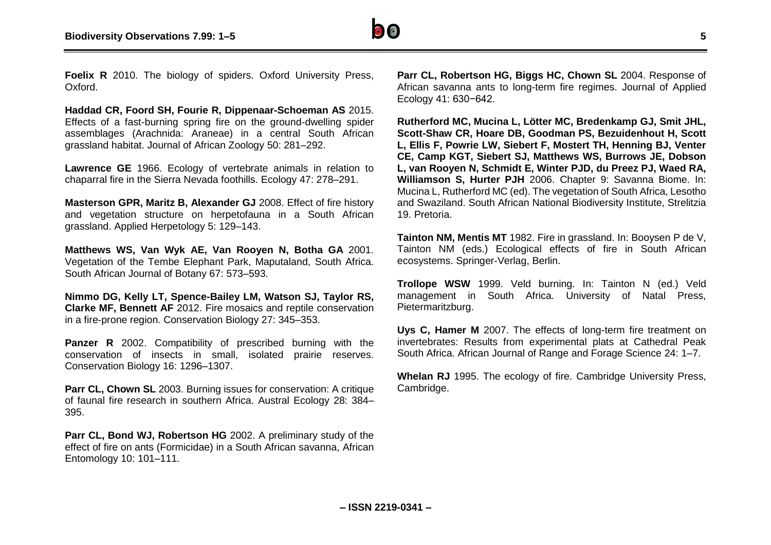**Foelix R** 2010. The biology of spiders. Oxford University Press, Oxford.

**Haddad CR, Foord SH, Fourie R, Dippenaar-Schoeman AS** 2015. Effects of a fast-burning spring fire on the ground-dwelling spider assemblages (Arachnida: Araneae) in a central South African grassland habitat. Journal of African Zoology 50: 281–292.

**Lawrence GE** 1966. Ecology of vertebrate animals in relation to chaparral fire in the Sierra Nevada foothills. Ecology 47: 278–291.

**Masterson GPR, Maritz B, Alexander GJ** 2008. Effect of fire history and vegetation structure on herpetofauna in a South African grassland. Applied Herpetology 5: 129–143.

**Matthews WS, Van Wyk AE, Van Rooyen N, Botha GA** 2001. Vegetation of the Tembe Elephant Park, Maputaland, South Africa. South African Journal of Botany 67: 573–593.

**Nimmo DG, Kelly LT, Spence-Bailey LM, Watson SJ, Taylor RS, Clarke MF, Bennett AF** 2012. Fire mosaics and reptile conservation in a fire-prone region. Conservation Biology 27: 345–353.

**Panzer R** 2002. Compatibility of prescribed burning with the conservation of insects in small, isolated prairie reserves. Conservation Biology 16: 1296–1307.

**Parr CL, Chown SL** 2003. Burning issues for conservation: A critique of faunal fire research in southern Africa. Austral Ecology 28: 384–395.

**Parr CL, Bond WJ, Robertson HG** 2002. A preliminary study of the effect of fire on ants (Formicidae) in a South African savanna, African Entomology 10: 101–111.

**Parr CL, Robertson HG, Biggs HC, Chown SL** 2004. Response of African savanna ants to long-term fire regimes. Journal of Applied Ecology 41: 630−642.

**Rutherford MC, Mucina L, Lötter MC, Bredenkamp GJ, Smit JHL, Scott-Shaw CR, Hoare DB, Goodman PS, Bezuidenhout H, Scott L, Ellis F, Powrie LW, Siebert F, Mostert TH, Henning BJ, Venter CE, Camp KGT, Siebert SJ, Matthews WS, Burrows JE, Dobson L, van Rooyen N, Schmidt E, Winter PJD, du Preez PJ, Waed RA, Williamson S, Hurter PJH** 2006. Chapter 9: Savanna Biome. In: Mucina L, Rutherford MC (ed). The vegetation of South Africa, Lesotho and Swaziland. South African National Biodiversity Institute, Strelitzia 19. Pretoria.

**Tainton NM, Mentis MT** 1982. Fire in grassland. In: Booysen P de V, Tainton NM (eds.) Ecological effects of fire in South African ecosystems. Springer-Verlag, Berlin.

**Trollope WSW** 1999. Veld burning. In: Tainton N (ed.) Veld management in South Africa. University of Natal Press, Pietermaritzburg.

**Uys C, Hamer M** 2007. The effects of long-term fire treatment on invertebrates: Results from experimental plats at Cathedral Peak South Africa. African Journal of Range and Forage Science 24: 1–7.

**Whelan RJ** 1995. The ecology of fire. Cambridge University Press, Cambridge.